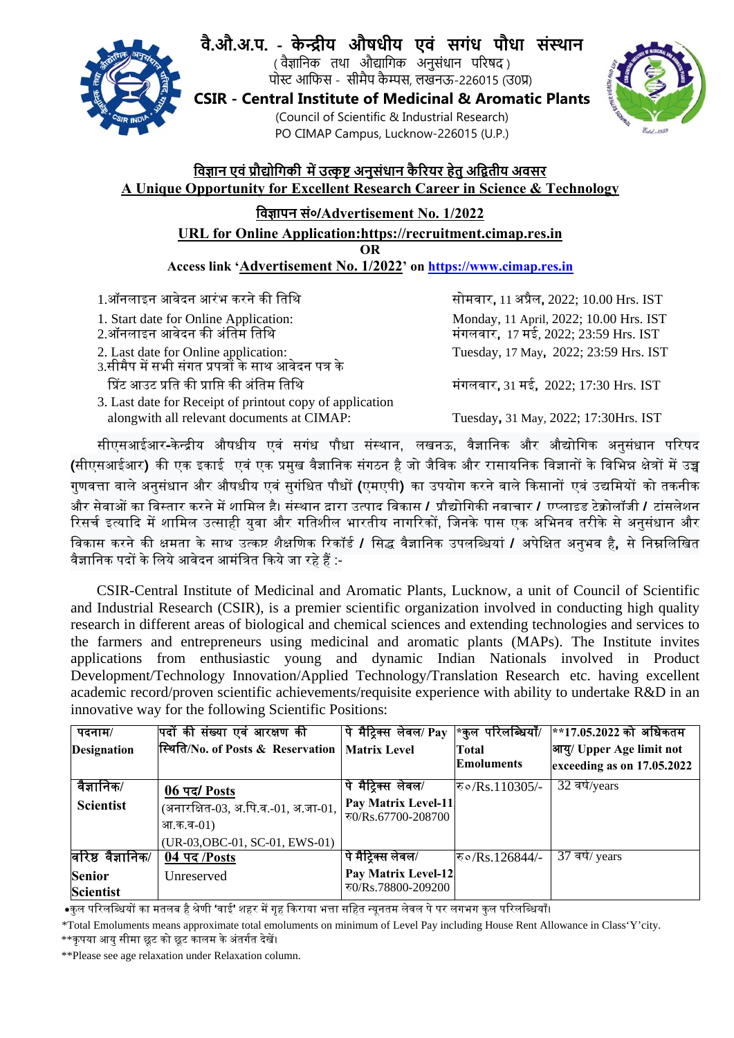# वै.औ.अ.प. - केन्द्रीय औषधीय एवं सगंध पौधा संस्थान

(वैज्ञानिक तथा औद्योगिक अनुसंधान परिषद)
पोस्ट आफिस - सीमैप कैम्पस, लखनऊ-226015 (उ0प्र)

# CSIR - Central Institute of Medicinal & Aromatic Plants

(Council of Scientific & Industrial Research)
PO CIMAP Campus, Lucknow-226015 (U.P.)

## विज्ञान एवं प्रौद्योगिकी में उत्कृष्ट अनुसंधान कैरियर हेतु अद्वितीय अवसर
## A Unique Opportunity for Excellent Research Career in Science & Technology

### विज्ञापन सं०/Advertisement No. 1/2022

**URL for Online Application:https://recruitment.cimap.res.in**

**OR**

**Access link 'Advertisement No. 1/2022' on https://www.cimap.res.in**

| | |
|---|---|
| 1.ऑनलाइन आवेदन आरंभ करने की तिथि | सोमवार, 11 अप्रैल, 2022; 10.00 Hrs. IST |
| 1. Start date for Online Application: | Monday, 11 April, 2022; 10.00 Hrs. IST |
| 2.ऑनलाइन आवेदन की अंतिम तिथि | मंगलवार, 17 मई, 2022; 23:59 Hrs. IST |
| 2. Last date for Online application: | Tuesday, 17 May, 2022; 23:59 Hrs. IST |
| 3.सीमैप में सभी संगत प्रपत्रों के साथ आवेदन पत्र के प्रिंट आउट प्रति की प्राप्ति की अंतिम तिथि | मंगलवार, 31 मई, 2022; 17:30 Hrs. IST |
| 3. Last date for Receipt of printout copy of application alongwith all relevant documents at CIMAP: | Tuesday, 31 May, 2022; 17:30Hrs. IST |

सीएसआईआर-केन्द्रीय औषधीय एवं सगंध पौधा संस्थान, लखनऊ, वैज्ञानिक और औद्योगिक अनुसंधान परिषद (सीएसआईआर) की एक इकाई एवं एक प्रमुख वैज्ञानिक संगठन है जो जैविक और रासायनिक विज्ञानों के विभिन्न क्षेत्रों में उच्च गुणवत्ता वाले अनुसंधान और औषधीय एवं सुगंधित पौधों (एमएपी) का उपयोग करने वाले किसानों एवं उद्यमियों को तकनीक और सेवाओं का विस्तार करने में शामिल है। संस्थान द्वारा उत्पाद विकास / प्रौद्योगिकी नवाचार / एप्लाइड टेक्नोलॉजी / टांसलेशन रिसर्च इत्यादि में शामिल उत्साही युवा और गतिशील भारतीय नागरिकों, जिनके पास एक अभिनव तरीके से अनुसंधान और विकास करने की क्षमता के साथ उत्कृष्ट शैक्षणिक रिकॉर्ड / सिद्ध वैज्ञानिक उपलब्धियां / अपेक्षित अनुभव है, से निम्नलिखित वैज्ञानिक पदों के लिये आवेदन आमंत्रित किये जा रहे हैं :-

CSIR-Central Institute of Medicinal and Aromatic Plants, Lucknow, a unit of Council of Scientific and Industrial Research (CSIR), is a premier scientific organization involved in conducting high quality research in different areas of biological and chemical sciences and extending technologies and services to the farmers and entrepreneurs using medicinal and aromatic plants (MAPs). The Institute invites applications from enthusiastic young and dynamic Indian Nationals involved in Product Development/Technology Innovation/Applied Technology/Translation Research etc. having excellent academic record/proven scientific achievements/requisite experience with ability to undertake R&D in an innovative way for the following Scientific Positions:

| पदनाम/ **Designation** | पदों की संख्या एवं आरक्षण की स्थिति/**No. of Posts & Reservation** | पे मैट्रिक्स लेवल/ Pay **Matrix Level** | *कुल परिलब्धियाँ/ **Total Emoluments** | **17.05.2022 को अधिकतम आयु/ Upper Age limit not exceeding as on 17.05.2022 |
|---|---|---|---|---|
| वैज्ञानिक/ **Scientist** | **06 पद/ Posts** (अनारक्षित-03, अ.पि.व.-01, अ.जा-01, आ.क.व-01) (UR-03,OBC-01, SC-01, EWS-01) | पे मैट्रिक्स लेवल/ **Pay Matrix Level-11** रु0/Rs.67700-208700 | रु०/Rs.110305/- | 32 वर्ष/years |
| वरिष्ठ वैज्ञानिक/ **Senior Scientist** | **04 पद /Posts** Unreserved | पे मैट्रिक्स लेवल/ **Pay Matrix Level-12** रु0/Rs.78800-209200 | रु०/Rs.126844/- | 37 वर्ष/ years |

*कुल परिलब्धियों का मतलब है श्रेणी 'वाई' शहर में गृह किराया भत्ता सहित न्यूनतम लेवल पे पर लगभग कुल परिलब्धियाँ।

*Total Emoluments means approximate total emoluments on minimum of Level Pay including House Rent Allowance in Class'Y'city.

**कृपया आयु सीमा छूट को छूट कालम के अंतर्गत देखें।

**Please see age relaxation under Relaxation column.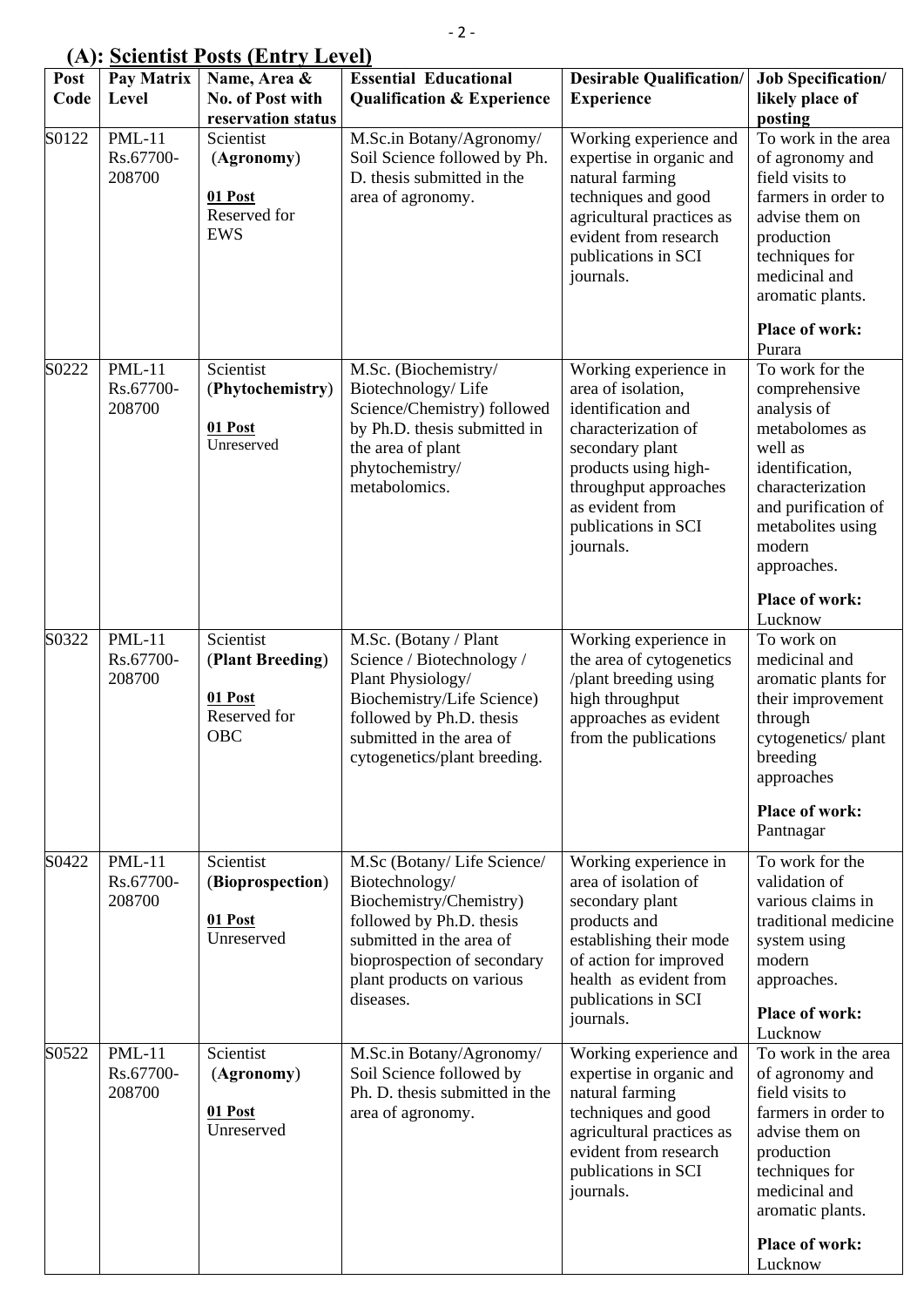## (A): Scientist Posts (Entry Level)

| Post Code | Pay Matrix Level | Name, Area & No. of Post with reservation status | Essential Educational Qualification & Experience | Desirable Qualification/ Experience | Job Specification/ likely place of posting |
|---|---|---|---|---|---|
| S0122 | PML-11 Rs.67700-208700 | Scientist (**Agronomy**) <br> **01 Post** <br> Reserved for EWS | M.Sc.in Botany/Agronomy/ Soil Science followed by Ph. D. thesis submitted in the area of agronomy. | Working experience and expertise in organic and natural farming techniques and good agricultural practices as evident from research publications in SCI journals. | To work in the area of agronomy and field visits to farmers in order to advise them on production techniques for medicinal and aromatic plants. <br> **Place of work:** Purara |
| S0222 | PML-11 Rs.67700-208700 | Scientist (**Phytochemistry**) <br> **01 Post** <br> Unreserved | M.Sc. (Biochemistry/ Biotechnology/ Life Science/Chemistry) followed by Ph.D. thesis submitted in the area of plant phytochemistry/ metabolomics. | Working experience in area of isolation, identification and characterization of secondary plant products using high-throughput approaches as evident from publications in SCI journals. | To work for the comprehensive analysis of metabolomes as well as identification, characterization and purification of metabolites using modern approaches. <br> **Place of work:** Lucknow |
| S0322 | PML-11 Rs.67700-208700 | Scientist (**Plant Breeding**) <br> **01 Post** <br> Reserved for OBC | M.Sc. (Botany / Plant Science / Biotechnology / Plant Physiology/ Biochemistry/Life Science) followed by Ph.D. thesis submitted in the area of cytogenetics/plant breeding. | Working experience in the area of cytogenetics /plant breeding using high throughput approaches as evident from the publications | To work on medicinal and aromatic plants for their improvement through cytogenetics/ plant breeding approaches <br> **Place of work:** Pantnagar |
| S0422 | PML-11 Rs.67700-208700 | Scientist (**Bioprospection**) <br> **01 Post** <br> Unreserved | M.Sc (Botany/ Life Science/ Biotechnology/ Biochemistry/Chemistry) followed by Ph.D. thesis submitted in the area of bioprospection of secondary plant products on various diseases. | Working experience in area of isolation of secondary plant products and establishing their mode of action for improved health as evident from publications in SCI journals. | To work for the validation of various claims in traditional medicine system using modern approaches. <br> **Place of work:** Lucknow |
| S0522 | PML-11 Rs.67700-208700 | Scientist (**Agronomy**) <br> **01 Post** <br> Unreserved | M.Sc.in Botany/Agronomy/ Soil Science followed by Ph. D. thesis submitted in the area of agronomy. | Working experience and expertise in organic and natural farming techniques and good agricultural practices as evident from research publications in SCI journals. | To work in the area of agronomy and field visits to farmers in order to advise them on production techniques for medicinal and aromatic plants. <br> **Place of work:** Lucknow |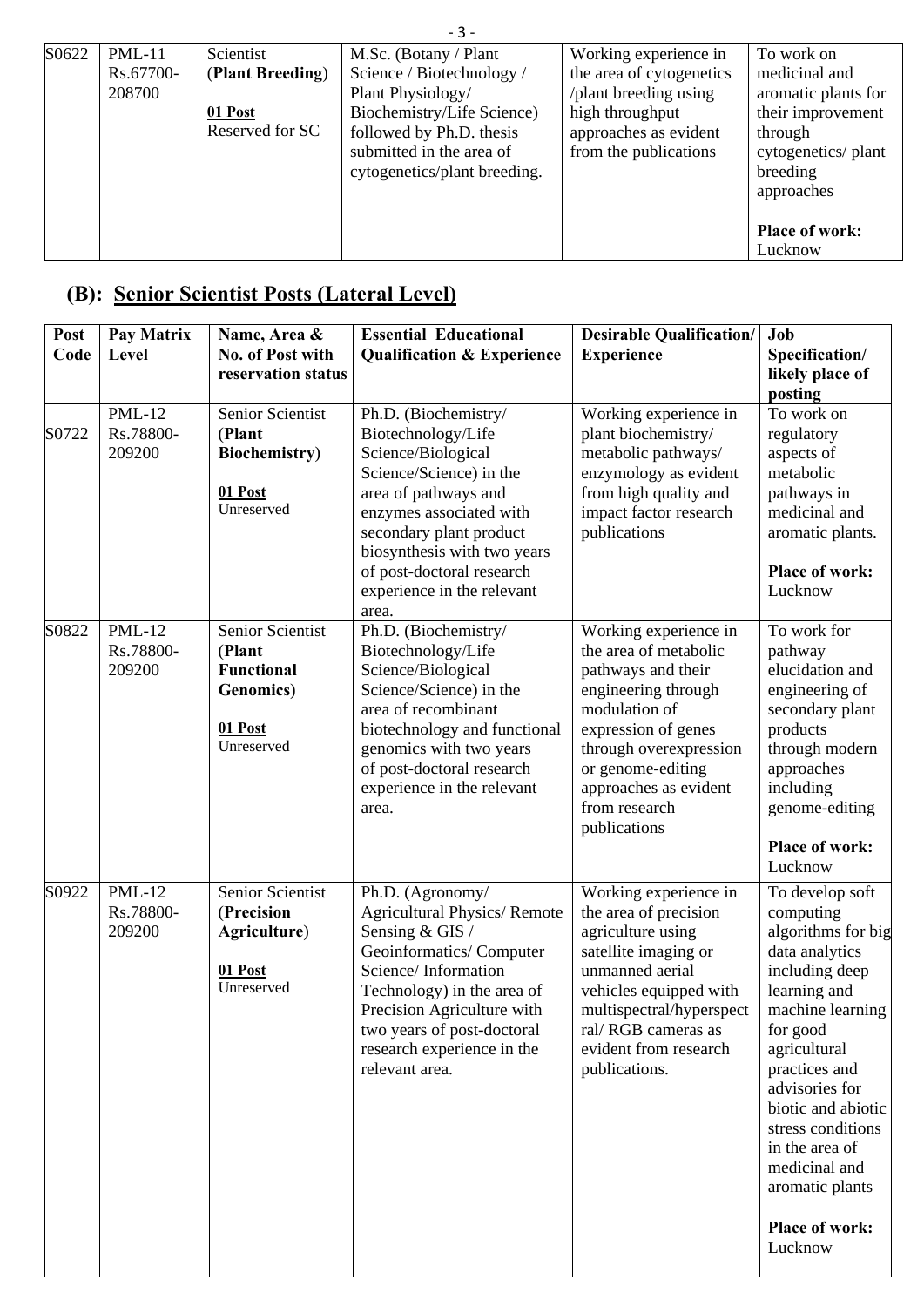| | | | | | |
|---|---|---|---|---|---|
| S0622 | PML-11 Rs.67700-208700 | Scientist (**Plant Breeding**) <br><br> **01 Post** <br> Reserved for SC | M.Sc. (Botany / Plant Science / Biotechnology / Plant Physiology/ Biochemistry/Life Science) followed by Ph.D. thesis submitted in the area of cytogenetics/plant breeding. | Working experience in the area of cytogenetics /plant breeding using high throughput approaches as evident from the publications | To work on medicinal and aromatic plants for their improvement through cytogenetics/ plant breeding approaches <br><br> **Place of work:** Lucknow |

## (B): Senior Scientist Posts (Lateral Level)

| Post Code | Pay Matrix Level | Name, Area & No. of Post with reservation status | Essential Educational Qualification & Experience | Desirable Qualification/ Experience | Job Specification/ likely place of posting |
|---|---|---|---|---|---|
| S0722 | PML-12 Rs.78800-209200 | Senior Scientist (**Plant Biochemistry**) <br><br> **01 Post** <br> Unreserved | Ph.D. (Biochemistry/ Biotechnology/Life Science/Biological Science/Science) in the area of pathways and enzymes associated with secondary plant product biosynthesis with two years of post-doctoral research experience in the relevant area. | Working experience in plant biochemistry/ metabolic pathways/ enzymology as evident from high quality and impact factor research publications | To work on regulatory aspects of metabolic pathways in medicinal and aromatic plants. <br><br> **Place of work:** Lucknow |
| S0822 | PML-12 Rs.78800-209200 | Senior Scientist (**Plant Functional Genomics**) <br><br> **01 Post** <br> Unreserved | Ph.D. (Biochemistry/ Biotechnology/Life Science/Biological Science/Science) in the area of recombinant biotechnology and functional genomics with two years of post-doctoral research experience in the relevant area. | Working experience in the area of metabolic pathways and their engineering through modulation of expression of genes through overexpression or genome-editing approaches as evident from research publications | To work for pathway elucidation and engineering of secondary plant products through modern approaches including genome-editing <br><br> **Place of work:** Lucknow |
| S0922 | PML-12 Rs.78800-209200 | Senior Scientist (**Precision Agriculture**) <br><br> **01 Post** <br> Unreserved | Ph.D. (Agronomy/ Agricultural Physics/ Remote Sensing & GIS / Geoinformatics/ Computer Science/ Information Technology) in the area of Precision Agriculture with two years of post-doctoral research experience in the relevant area. | Working experience in the area of precision agriculture using satellite imaging or unmanned aerial vehicles equipped with multispectral/hyperspectral/ RGB cameras as evident from research publications. | To develop soft computing algorithms for big data analytics including deep learning and machine learning for good agricultural practices and advisories for biotic and abiotic stress conditions in the area of medicinal and aromatic plants <br><br> **Place of work:** Lucknow |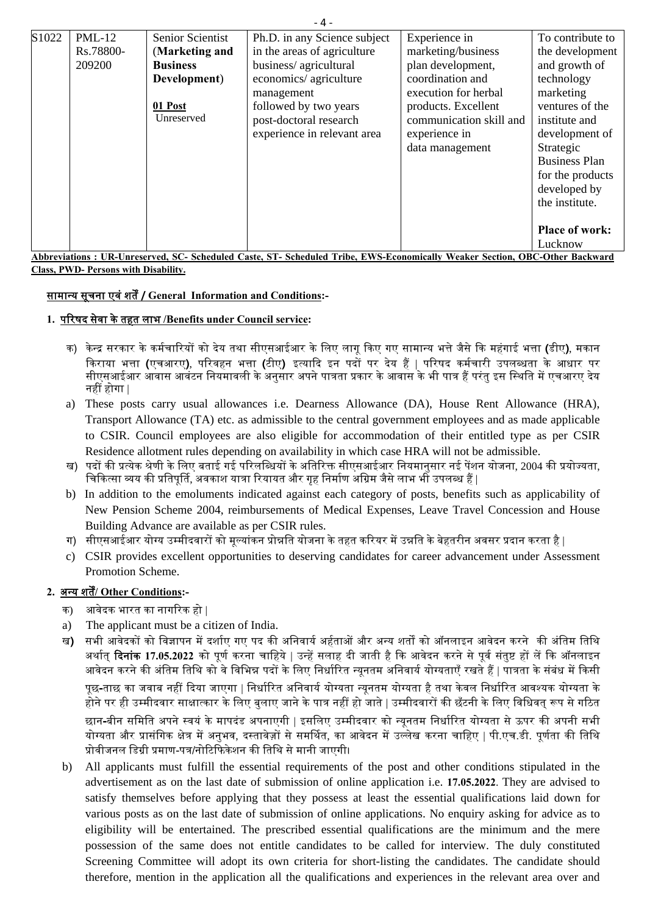| S1022 | PML-12 Rs.78800-209200 | Senior Scientist (**Marketing and Business Development**) **01 Post** Unreserved | Ph.D. in any Science subject in the areas of agriculture business/ agricultural economics/ agriculture management followed by two years post-doctoral research experience in relevant area | Experience in marketing/business plan development, coordination and execution for herbal products. Excellent communication skill and experience in data management | To contribute to the development and growth of technology marketing ventures of the institute and development of Strategic Business Plan for the products developed by the institute. **Place of work:** Lucknow |
|---|---|---|---|---|---|

**Abbreviations : UR-Unreserved, SC- Scheduled Caste, ST- Scheduled Tribe, EWS-Economically Weaker Section, OBC-Other Backward Class, PWD- Persons with Disability.**

## सामान्य सूचना एवं शर्तें / General Information and Conditions:-

### 1. परिषद सेवा के तहत लाभ /Benefits under Council service:

क) केन्द्र सरकार के कर्मचारियों को देय तथा सीएसआईआर के लिए लागू किए गए सामान्य भत्ते जैसे कि महंगाई भत्ता (डीए), मकान किराया भत्ता (एचआरए), परिवहन भत्ता (टीए) इत्यादि इन पदों पर देय हैं | परिषद कर्मचारी उपलब्धता के आधार पर सीएसआईआर आवास आवंटन नियमावली के अनुसार अपने पात्रता प्रकार के आवास के भी पात्र हैं परंतु इस स्थिति में एचआरए देय नहीं होगा |

a) These posts carry usual allowances i.e. Dearness Allowance (DA), House Rent Allowance (HRA), Transport Allowance (TA) etc. as admissible to the central government employees and as made applicable to CSIR. Council employees are also eligible for accommodation of their entitled type as per CSIR Residence allotment rules depending on availability in which case HRA will not be admissible.

ख) पदों की प्रत्येक श्रेणी के लिए बताई गई परिलब्धियों के अतिरिक्त सीएसआईआर नियमानुसार नई पेंशन योजना, 2004 की प्रयोज्यता, चिकित्सा व्यय की प्रतिपूर्ति, अवकाश यात्रा रियायत और गृह निर्माण अग्रिम जैसे लाभ भी उपलब्ध हैं |

b) In addition to the emoluments indicated against each category of posts, benefits such as applicability of New Pension Scheme 2004, reimbursements of Medical Expenses, Leave Travel Concession and House Building Advance are available as per CSIR rules.

ग) सीएसआईआर योग्य उम्मीदवारों को मूल्यांकन प्रोन्नति योजना के तहत करियर में उन्नति के बेहतरीन अवसर प्रदान करता है |

c) CSIR provides excellent opportunities to deserving candidates for career advancement under Assessment Promotion Scheme.

### 2. अन्य शर्तें/ Other Conditions:-

क) आवेदक भारत का नागरिक हो |

a) The applicant must be a citizen of India.

ख) सभी आवेदकों को विज्ञापन में दर्शाए गए पद की अनिवार्य अर्हताओं और अन्य शर्तों को ऑनलाइन आवेदन करने की अंतिम तिथि अर्थात् **दिनांक 17.05.2022** को पूर्ण करना चाहिये | उन्हें सलाह दी जाती है कि आवेदन करने से पूर्व संतुष्ट हों लें कि ऑनलाइन आवेदन करने की अंतिम तिथि को वे विभिन्न पदों के लिए निर्धारित न्यूनतम अनिवार्य योग्यताएँ रखते हैं | पात्रता के संबंध में किसी पूछ-ताछ का जवाब नहीं दिया जाएगा | निर्धारित अनिवार्य योग्यता न्यूनतम योग्यता है तथा केवल निर्धारित आवश्यक योग्यता के होने पर ही उम्मीदवार साक्षात्कार के लिए बुलाए जाने के पात्र नहीं हो जाते | उम्मीदवारों की छँटनी के लिए विधिवत् रूप से गठित छान-बीन समिति अपने स्वयं के मापदंड अपनाएगी | इसलिए उम्मीदवार को न्यूनतम निर्धारित योग्यता से ऊपर की अपनी सभी योग्यता और प्रासंगिक क्षेत्र में अनुभव, दस्तावेज़ों से समर्थित, का आवेदन में उल्लेख करना चाहिए | पी.एच.डी. पूर्णता की तिथि प्रोवीजनल डिग्री प्रमाण-पत्र/नोटिफिकेशन की तिथि से मानी जाएगी।

b) All applicants must fulfill the essential requirements of the post and other conditions stipulated in the advertisement as on the last date of submission of online application i.e. **17.05.2022**. They are advised to satisfy themselves before applying that they possess at least the essential qualifications laid down for various posts as on the last date of submission of online applications. No enquiry asking for advice as to eligibility will be entertained. The prescribed essential qualifications are the minimum and the mere possession of the same does not entitle candidates to be called for interview. The duly constituted Screening Committee will adopt its own criteria for short-listing the candidates. The candidate should therefore, mention in the application all the qualifications and experiences in the relevant area over and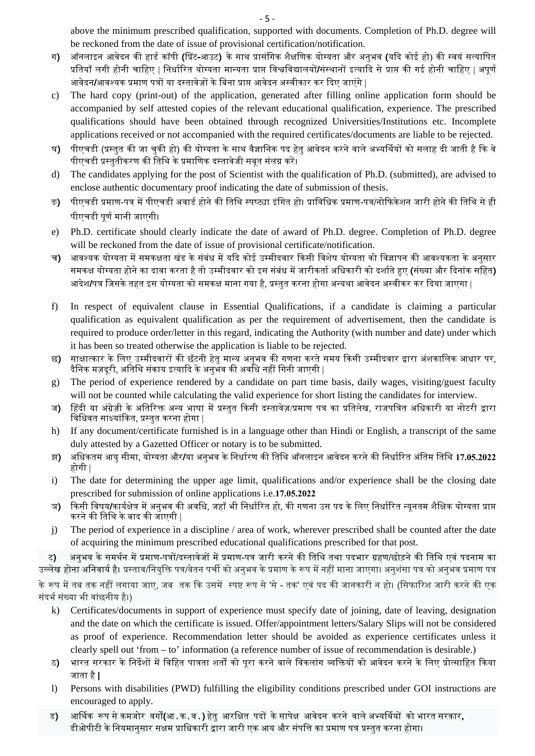above the minimum prescribed qualification, supported with documents. Completion of Ph.D. degree will be reckoned from the date of issue of provisional certification/notification.

ग) ऑनलाइन आवेदन की हार्ड कॉपी (प्रिंट-आउट) के साथ प्रासंगिक शैक्षणिक योग्यता और अनुभव (यदि कोई हो) की स्वयं सत्यापित प्रतियाँ लगी होनी चाहिए | निर्धारित योग्यता मान्यता प्राप्त विश्वविद्यालयों/संस्थानों इत्यादि से प्राप्त की गई होनी चाहिए | अपूर्ण आवेदन/आवश्यक प्रमाण पत्रों या दस्तावेज़ों के बिना प्राप्त आवेदन अस्वीकार कर दिए जाएंगे |

c) The hard copy (print-out) of the application, generated after filling online application form should be accompanied by self attested copies of the relevant educational qualification, experience. The prescribed qualifications should have been obtained through recognized Universities/Institutions etc. Incomplete applications received or not accompanied with the required certificates/documents are liable to be rejected.

घ) पीएचडी (प्रस्तुत की जा चुकी हो) की योग्यता के साथ वैज्ञानिक पद हेतु आवेदन करने वाले अभ्यर्थियों को सलाह दी जाती है कि वे पीएचडी प्रस्तुतीकरण की तिथि के प्रमाणिक दस्तावेजी सबूत संलग्न करें।

d) The candidates applying for the post of Scientist with the qualification of Ph.D. (submitted), are advised to enclose authentic documentary proof indicating the date of submission of thesis.

ङ) पीएचडी प्रमाण-पत्र में पीएचडी अवार्ड होने की तिथि स्पष्ट्या इंगित हो। प्राविधिक प्रमाण-पत्र/नोफिकेशन जारी होने की तिथि से ही पीएचडी पूर्ण मानी जाएगी।

e) Ph.D. certificate should clearly indicate the date of award of Ph.D. degree. Completion of Ph.D. degree will be reckoned from the date of issue of provisional certificate/notification.

च) आवश्यक योग्यता में समकक्षता खंड के संबंध में यदि कोई उम्मीदवार किसी विशेष योग्यता को विज्ञापन की आवश्यकता के अनुसार समकक्ष योग्यता होने का दावा करता है तो उम्मीदवार को इस संबंध में जारीकर्ता अधिकारी को दर्शाते हुए (संख्या और दिनांक सहित) आदेश/पत्र जिसके तहत इस योग्यता को समकक्ष माना गया है, प्रस्तुत करना होगा अन्यथा आवेदन अस्वीकर कर दिया जाएगा |

f) In respect of equivalent clause in Essential Qualifications, if a candidate is claiming a particular qualification as equivalent qualification as per the requirement of advertisement, then the candidate is required to produce order/letter in this regard, indicating the Authority (with number and date) under which it has been so treated otherwise the application is liable to be rejected.

छ) साक्षात्कार के लिए उम्मीदवारों की छँटनी हेतु मान्य अनुभव की गणना करते समय किसी उम्मीदवार द्वारा अंशकालिक आधार पर, दैनिक मज़दूरी, अतिथि संकाय इत्यादि के अनुभव की अवधि नहीं गिनी जाएगी |

g) The period of experience rendered by a candidate on part time basis, daily wages, visiting/guest faculty will not be counted while calculating the valid experience for short listing the candidates for interview.

ज) हिंदी या अंग्रेज़ी के अतिरिक्त अन्य भाषा में प्रस्तुत किसी दस्तावेज़/प्रमाण पत्र का प्रतिलेख, राजपत्रित अधिकारी या नोटरी द्वारा विधिवत साक्ष्यांकित, प्रस्तुत करना होगा |

h) If any document/certificate furnished is in a language other than Hindi or English, a transcript of the same duly attested by a Gazetted Officer or notary is to be submitted.

झ) अधिकतम आयु सीमा, योग्यता और/या अनुभव के निर्धारण की तिथि ऑनलाइन आवेदन करने की निर्धारित अंतिम तिथि **17.05.2022** होगी |

i) The date for determining the upper age limit, qualifications and/or experience shall be the closing date prescribed for submission of online applications i.e.**17.05.2022**

ञ) किसी विषय/कार्यक्षेत्र में अनुभव की अवधि, जहाँ भी निर्धारित हो, की गणना उस पद के लिए निर्धारित न्यूनतम शैक्षिक योग्यता प्राप्त करने की तिथि के बाद की जाएगी |

j) The period of experience in a discipline / area of work, wherever prescribed shall be counted after the date of acquiring the minimum prescribed educational qualifications prescribed for that post.

ट) अनुभव के समर्थन में प्रमाण-पत्रों/दस्तावेजों में प्रमाण-पत्र जारी करने की तिथि तथा पदभार ग्रहण/छोड़ने की तिथि एवं पदनाम का उल्लेख होना अनिवार्य है। प्रस्ताव/नियुक्ति पत्र/वेतन पर्ची को अनुभव के प्रमाण के रूप में नहीं माना जाएगा। अनुशंसा पत्र को अनुभव प्रमाण पत्र के रूप में तब तक नहीं लगाया जाए, जब तक कि उसमें स्पष्ट रूप से 'से - तक' एवं पद की जानकारी न हो। (सिफारिश जारी करने की एक संदर्भ संख्या भी वांछनीय है।)

k) Certificates/documents in support of experience must specify date of joining, date of leaving, designation and the date on which the certificate is issued. Offer/appointment letters/Salary Slips will not be considered as proof of experience. Recommendation letter should be avoided as experience certificates unless it clearly spell out 'from – to' information (a reference number of issue of recommendation is desirable.)

ठ) भारत सरकार के निर्देशों में विहित पात्रता शर्तों को पूरा करने वाले विकलांग व्यक्तियों को आवेदन करने के लिए प्रोत्साहित किया जाता है |

l) Persons with disabilities (PWD) fulfilling the eligibility conditions prescribed under GOI instructions are encouraged to apply.

ड) आर्थिक रूप से कमजोर वर्गो(आ.क.व.) हेतु आरक्षित पदों के सापेक्ष आवेदन करने वाले अभ्यर्थियों को भारत सरकार, डीओपीटी के नियमानुसार सक्षम प्राधिकारी द्वारा जारी एक आय और संपत्ति का प्रमाण पत्र प्रस्तुत करना होगा।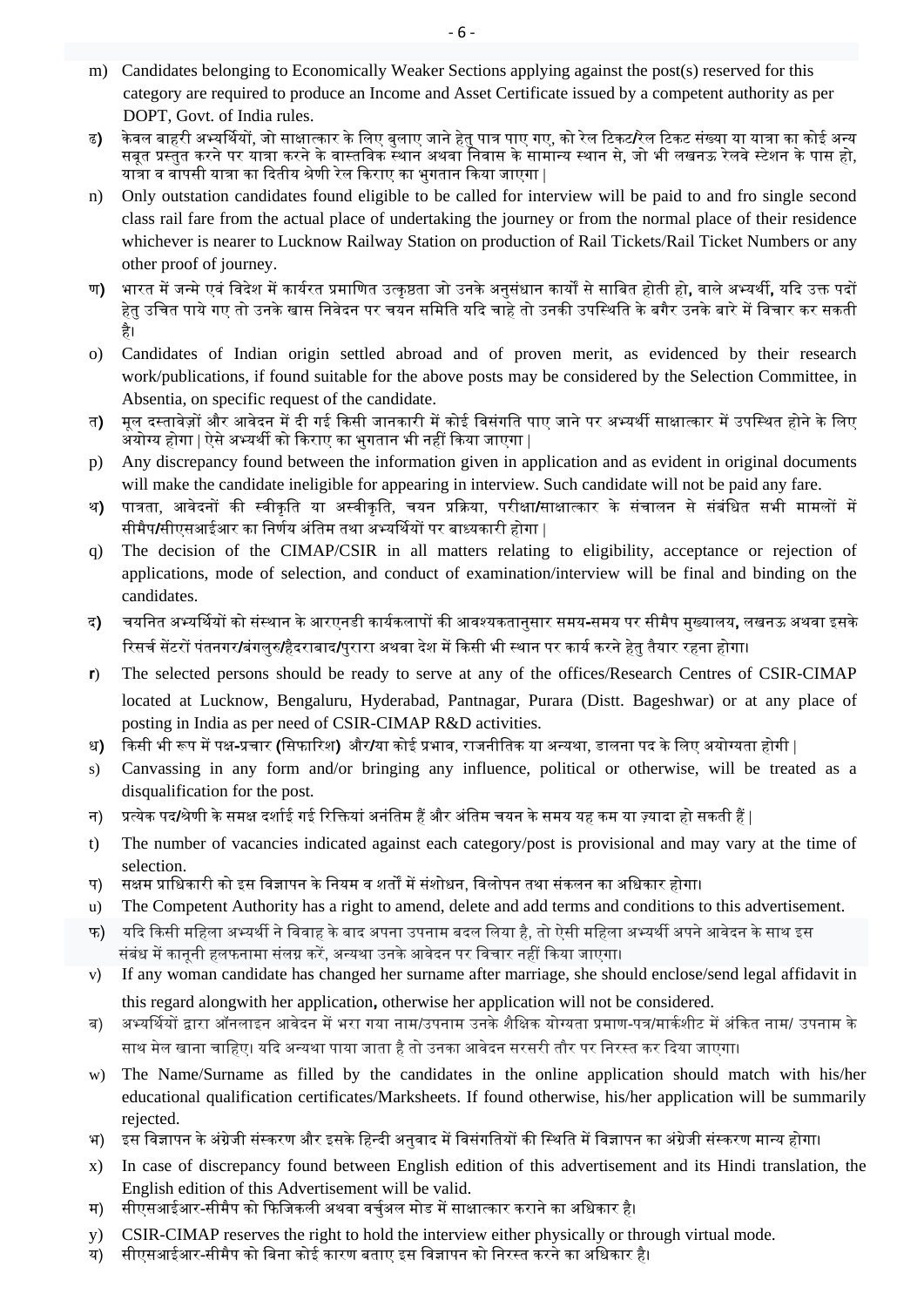m) Candidates belonging to Economically Weaker Sections applying against the post(s) reserved for this category are required to produce an Income and Asset Certificate issued by a competent authority as per DOPT, Govt. of India rules.

ढ) केवल बाहरी अभ्यर्थियों, जो साक्षात्कार के लिए बुलाए जाने हेतु पात्र पाए गए, को रेल टिकट/रेल टिकट संख्या या यात्रा का कोई अन्य सबूत प्रस्तुत करने पर यात्रा करने के वास्तविक स्थान अथवा निवास के सामान्य स्थान से, जो भी लखनऊ रेलवे स्टेशन के पास हो, यात्रा व वापसी यात्रा का द्वितीय श्रेणी रेल किराए का भुगतान किया जाएगा |

n) Only outstation candidates found eligible to be called for interview will be paid to and fro single second class rail fare from the actual place of undertaking the journey or from the normal place of their residence whichever is nearer to Lucknow Railway Station on production of Rail Tickets/Rail Ticket Numbers or any other proof of journey.

ण) भारत में जन्मे एवं विदेश में कार्यरत प्रमाणित उत्कृष्ठता जो उनके अनुसंधान कार्यों से साबित होती हो, वाले अभ्यर्थी, यदि उक्त पदों हेतु उचित पाये गए तो उनके खास निवेदन पर चयन समिति यदि चाहे तो उनकी उपस्थिति के बगैर उनके बारे में विचार कर सकती है।

o) Candidates of Indian origin settled abroad and of proven merit, as evidenced by their research work/publications, if found suitable for the above posts may be considered by the Selection Committee, in Absentia, on specific request of the candidate.

त) मूल दस्तावेज़ों और आवेदन में दी गई किसी जानकारी में कोई विसंगति पाए जाने पर अभ्यर्थी साक्षात्कार में उपस्थित होने के लिए अयोग्य होगा | ऐसे अभ्यर्थी को किराए का भुगतान भी नहीं किया जाएगा |

p) Any discrepancy found between the information given in application and as evident in original documents will make the candidate ineligible for appearing in interview. Such candidate will not be paid any fare.

थ) पात्रता, आवेदनों की स्वीकृति या अस्वीकृति, चयन प्रक्रिया, परीक्षा/साक्षात्कार के संचालन से संबंधित सभी मामलों में सीमैप/सीएसआईआर का निर्णय अंतिम तथा अभ्यर्थियों पर बाध्यकारी होगा |

q) The decision of the CIMAP/CSIR in all matters relating to eligibility, acceptance or rejection of applications, mode of selection, and conduct of examination/interview will be final and binding on the candidates.

द) चयनित अभ्यर्थियों को संस्थान के आरएनडी कार्यकलापों की आवश्यकतानुसार समय-समय पर सीमैप मुख्यालय, लखनऊ अथवा इसके रिसर्च सेंटरों पंतनगर/बंगलुरु/हैदराबाद/पुरारा अथवा देश में किसी भी स्थान पर कार्य करने हेतु तैयार रहना होगा।

r) The selected persons should be ready to serve at any of the offices/Research Centres of CSIR-CIMAP located at Lucknow, Bengaluru, Hyderabad, Pantnagar, Purara (Distt. Bageshwar) or at any place of posting in India as per need of CSIR-CIMAP R&D activities.

ध) किसी भी रूप में पक्ष-प्रचार (सिफारिश) और/या कोई प्रभाव, राजनीतिक या अन्यथा, डालना पद के लिए अयोग्यता होगी |

s) Canvassing in any form and/or bringing any influence, political or otherwise, will be treated as a disqualification for the post.

न) प्रत्येक पद/श्रेणी के समक्ष दर्शाई गई रिक्तियां अनंतिम हैं और अंतिम चयन के समय यह कम या ज़्यादा हो सकती हैं |

t) The number of vacancies indicated against each category/post is provisional and may vary at the time of selection.

प) सक्षम प्राधिकारी को इस विज्ञापन के नियम व शर्तों में संशोधन, विलोपन तथा संकलन का अधिकार होगा।

u) The Competent Authority has a right to amend, delete and add terms and conditions to this advertisement.

फ) यदि किसी महिला अभ्यर्थी ने विवाह के बाद अपना उपनाम बदल लिया है, तो ऐसी महिला अभ्यर्थी अपने आवेदन के साथ इस संबंध में कानूनी हलफनामा संलग्न करें, अन्यथा उनके आवेदन पर विचार नहीं किया जाएगा।

v) If any woman candidate has changed her surname after marriage, she should enclose/send legal affidavit in this regard alongwith her application, otherwise her application will not be considered.

ब) अभ्यर्थियों द्वारा ऑनलाइन आवेदन में भरा गया नाम/उपनाम उनके शैक्षिक योग्यता प्रमाण-पत्र/मार्कशीट में अंकित नाम/ उपनाम के साथ मेल खाना चाहिए। यदि अन्यथा पाया जाता है तो उनका आवेदन सरसरी तौर पर निरस्त कर दिया जाएगा।

w) The Name/Surname as filled by the candidates in the online application should match with his/her educational qualification certificates/Marksheets. If found otherwise, his/her application will be summarily rejected.

भ) इस विज्ञापन के अंग्रेजी संस्करण और इसके हिन्दी अनुवाद में विसंगतियों की स्थिति में विज्ञापन का अंग्रेजी संस्करण मान्य होगा।

x) In case of discrepancy found between English edition of this advertisement and its Hindi translation, the English edition of this Advertisement will be valid.

म) सीएसआईआर-सीमैप को फिजिकली अथवा वर्चुअल मोड में साक्षात्कार कराने का अधिकार है।

y) CSIR-CIMAP reserves the right to hold the interview either physically or through virtual mode.

य) सीएसआईआर-सीमैप को बिना कोई कारण बताए इस विज्ञापन को निरस्त करने का अधिकार है।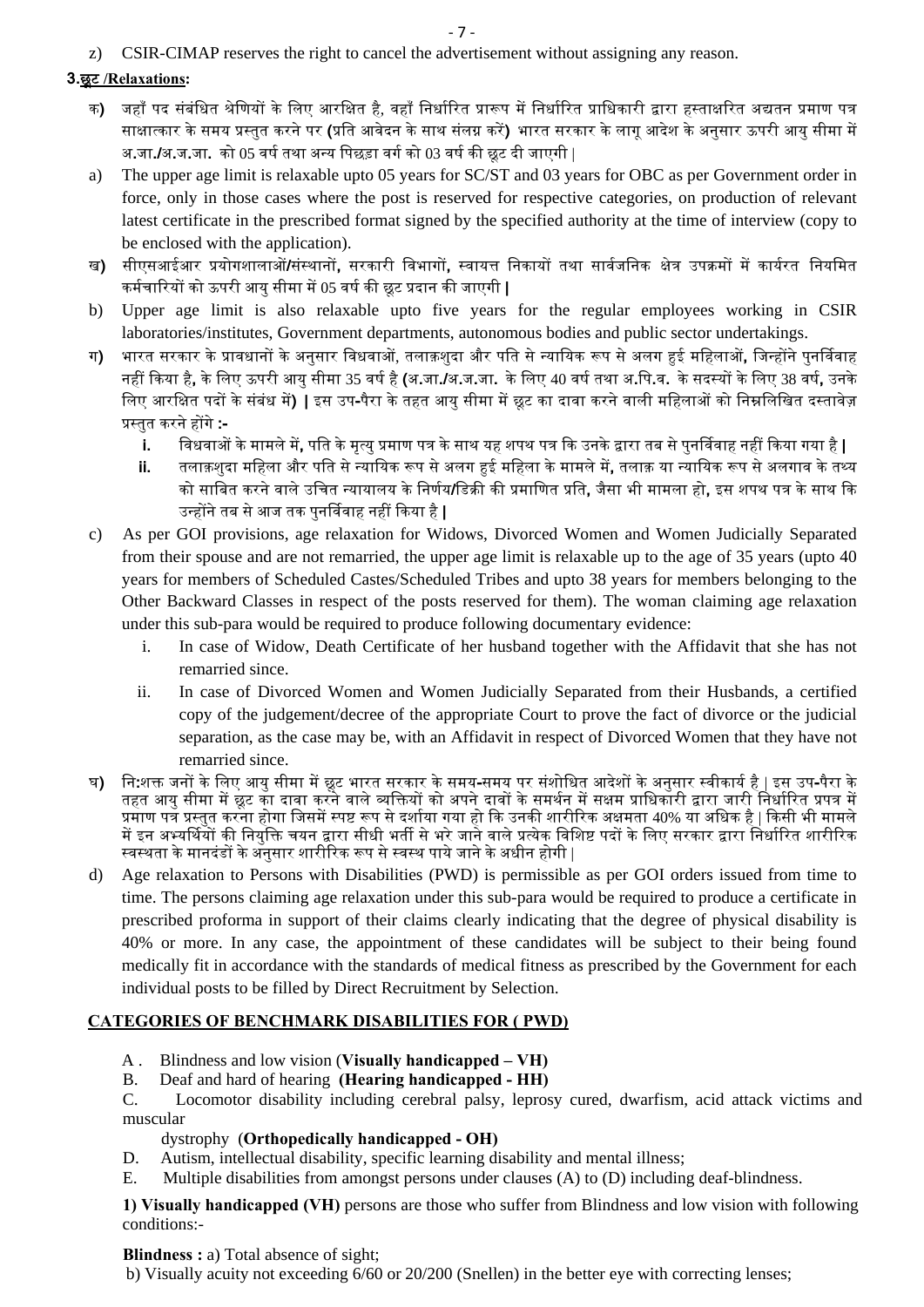z) CSIR-CIMAP reserves the right to cancel the advertisement without assigning any reason.

**3.छूट /Relaxations:**

क) जहाँ पद संबंधित श्रेणियों के लिए आरक्षित है, वहाँ निर्धारित प्रारूप में निर्धारित प्राधिकारी द्वारा हस्ताक्षरित अद्यतन प्रमाण पत्र साक्षात्कार के समय प्रस्तुत करने पर (प्रति आवेदन के साथ संलग्न करें) भारत सरकार के लागू आदेश के अनुसार ऊपरी आयु सीमा में अ.जा./अ.ज.जा. को 05 वर्ष तथा अन्य पिछड़ा वर्ग को 03 वर्ष की छूट दी जाएगी |

a) The upper age limit is relaxable upto 05 years for SC/ST and 03 years for OBC as per Government order in force, only in those cases where the post is reserved for respective categories, on production of relevant latest certificate in the prescribed format signed by the specified authority at the time of interview (copy to be enclosed with the application).

ख) सीएसआईआर प्रयोगशालाओं/संस्थानों, सरकारी विभागों, स्वायत्त निकायों तथा सार्वजनिक क्षेत्र उपक्रमों में कार्यरत नियमित कर्मचारियों को ऊपरी आयु सीमा में 05 वर्ष की छूट प्रदान की जाएगी |

b) Upper age limit is also relaxable upto five years for the regular employees working in CSIR laboratories/institutes, Government departments, autonomous bodies and public sector undertakings.

ग) भारत सरकार के प्रावधानों के अनुसार विधवाओं, तलाक़शुदा और पति से न्यायिक रूप से अलग हुई महिलाओं, जिन्होंने पुनर्विवाह नहीं किया है, के लिए ऊपरी आयु सीमा 35 वर्ष है (अ.जा./अ.ज.जा. के लिए 40 वर्ष तथा अ.पि.व. के सदस्यों के लिए 38 वर्ष, उनके लिए आरक्षित पदों के संबंध में) | इस उप-पैरा के तहत आयु सीमा में छूट का दावा करने वाली महिलाओं को निम्नलिखित दस्तावेज़ प्रस्तुत करने होंगे :-

- **i.** विधवाओं के मामले में, पति के मृत्यु प्रमाण पत्र के साथ यह शपथ पत्र कि उनके द्वारा तब से पुनर्विवाह नहीं किया गया है |
- **ii.** तलाक़शुदा महिला और पति से न्यायिक रूप से अलग हुई महिला के मामले में, तलाक़ या न्यायिक रूप से अलगाव के तथ्य को साबित करने वाले उचित न्यायालय के निर्णय/डिक्री की प्रमाणित प्रति, जैसा भी मामला हो, इस शपथ पत्र के साथ कि उन्होंने तब से आज तक पुनर्विवाह नहीं किया है |

c) As per GOI provisions, age relaxation for Widows, Divorced Women and Women Judicially Separated from their spouse and are not remarried, the upper age limit is relaxable up to the age of 35 years (upto 40 years for members of Scheduled Castes/Scheduled Tribes and upto 38 years for members belonging to the Other Backward Classes in respect of the posts reserved for them). The woman claiming age relaxation under this sub-para would be required to produce following documentary evidence:

- i. In case of Widow, Death Certificate of her husband together with the Affidavit that she has not remarried since.
- ii. In case of Divorced Women and Women Judicially Separated from their Husbands, a certified copy of the judgement/decree of the appropriate Court to prove the fact of divorce or the judicial separation, as the case may be, with an Affidavit in respect of Divorced Women that they have not remarried since.

घ) नि:शक्त जनों के लिए आयु सीमा में छूट भारत सरकार के समय-समय पर संशोधित आदेशों के अनुसार स्वीकार्य है | इस उप-पैरा के तहत आयु सीमा में छूट का दावा करने वाले व्यक्तियों को अपने दावों के समर्थन में सक्षम प्राधिकारी द्वारा जारी निर्धारित प्रपत्र में प्रमाण पत्र प्रस्तुत करना होगा जिसमें स्पष्ट रूप से दर्शाया गया हो कि उनकी शारीरिक अक्षमता 40% या अधिक है | किसी भी मामले में इन अभ्यर्थियों की नियुक्ति चयन द्वारा सीधी भर्ती से भरे जाने वाले प्रत्येक विशिष्ट पदों के लिए सरकार द्वारा निर्धारित शारीरिक स्वस्थता के मानदंडों के अनुसार शारीरिक रूप से स्वस्थ पाये जाने के अधीन होगी |

d) Age relaxation to Persons with Disabilities (PWD) is permissible as per GOI orders issued from time to time. The persons claiming age relaxation under this sub-para would be required to produce a certificate in prescribed proforma in support of their claims clearly indicating that the degree of physical disability is 40% or more. In any case, the appointment of these candidates will be subject to their being found medically fit in accordance with the standards of medical fitness as prescribed by the Government for each individual posts to be filled by Direct Recruitment by Selection.

## CATEGORIES OF BENCHMARK DISABILITIES FOR ( PWD)

A . Blindness and low vision (**Visually handicapped – VH)**

B. Deaf and hard of hearing **(Hearing handicapped - HH)**

C. Locomotor disability including cerebral palsy, leprosy cured, dwarfism, acid attack victims and muscular dystrophy (**Orthopedically handicapped - OH)**

D. Autism, intellectual disability, specific learning disability and mental illness;

E. Multiple disabilities from amongst persons under clauses (A) to (D) including deaf-blindness.

**1) Visually handicapped (VH)** persons are those who suffer from Blindness and low vision with following conditions:-

**Blindness :** a) Total absence of sight;

b) Visually acuity not exceeding 6/60 or 20/200 (Snellen) in the better eye with correcting lenses;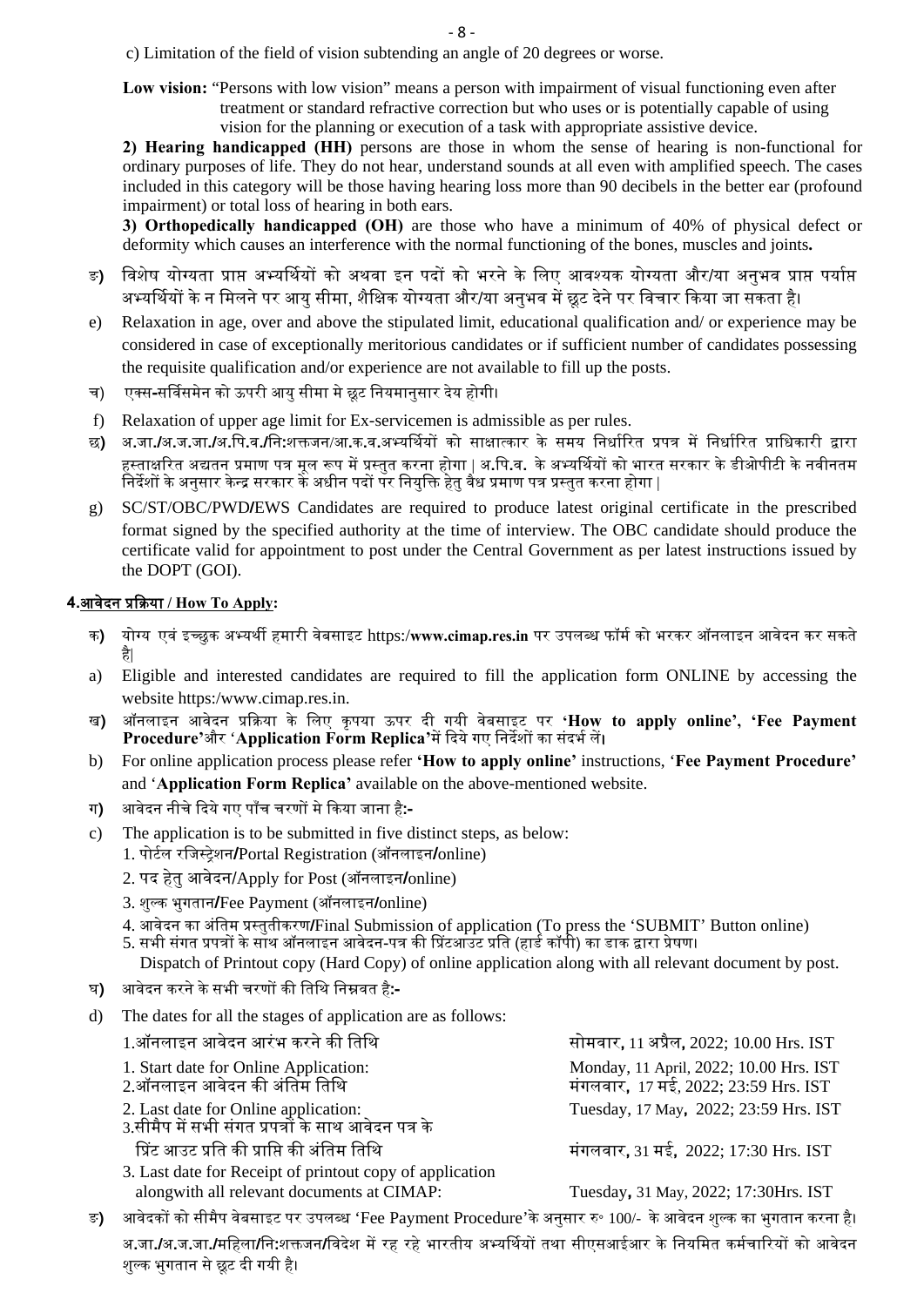c) Limitation of the field of vision subtending an angle of 20 degrees or worse.

**Low vision:** "Persons with low vision" means a person with impairment of visual functioning even after treatment or standard refractive correction but who uses or is potentially capable of using vision for the planning or execution of a task with appropriate assistive device.

**2) Hearing handicapped (HH)** persons are those in whom the sense of hearing is non-functional for ordinary purposes of life. They do not hear, understand sounds at all even with amplified speech. The cases included in this category will be those having hearing loss more than 90 decibels in the better ear (profound impairment) or total loss of hearing in both ears.

**3) Orthopedically handicapped (OH)** are those who have a minimum of 40% of physical defect or deformity which causes an interference with the normal functioning of the bones, muscles and joints**.**

ङ) विशेष योग्यता प्राप्त अभ्यर्थियों को अथवा इन पदों को भरने के लिए आवश्यक योग्यता और/या अनुभव प्राप्त पर्याप्त अभ्यर्थियों के न मिलने पर आयु सीमा, शैक्षिक योग्यता और/या अनुभव में छूट देने पर विचार किया जा सकता है।

e) Relaxation in age, over and above the stipulated limit, educational qualification and/ or experience may be considered in case of exceptionally meritorious candidates or if sufficient number of candidates possessing the requisite qualification and/or experience are not available to fill up the posts.

च) एक्स-सर्विसमेन को ऊपरी आयु सीमा मे छूट नियमानुसार देय होगी।

f) Relaxation of upper age limit for Ex-servicemen is admissible as per rules.

छ) अ.जा./अ.ज.जा./अ.पि.व./निःशक्तजन/आ.क.व.अभ्यर्थियों को साक्षात्कार के समय निर्धारित प्रपत्र में निर्धारित प्राधिकारी द्वारा हस्ताक्षरित अद्यतन प्रमाण पत्र मूल रूप में प्रस्तुत करना होगा | अ.पि.व. के अभ्यर्थियों को भारत सरकार के डीओपीटी के नवीनतम निर्देशों के अनुसार केन्द्र सरकार के अधीन पदों पर नियुक्ति हेतु वैध प्रमाण पत्र प्रस्तुत करना होगा |

g) SC/ST/OBC/PWD/EWS Candidates are required to produce latest original certificate in the prescribed format signed by the specified authority at the time of interview. The OBC candidate should produce the certificate valid for appointment to post under the Central Government as per latest instructions issued by the DOPT (GOI).

### 4. आवेदन प्रक्रिया / How To Apply:

क) योग्य एवं इच्छुक अभ्यर्थी हमारी वेबसाइट https:/**www.cimap.res.in** पर उपलब्ध फॉर्म को भरकर ऑनलाइन आवेदन कर सकते है|

a) Eligible and interested candidates are required to fill the application form ONLINE by accessing the website https:/www.cimap.res.in.

ख) ऑनलाइन आवेदन प्रक्रिया के लिए कृपया ऊपर दी गयी वेबसाइट पर **'How to apply online'**, **'Fee Payment Procedure'**और '**Application Form Replica'**में दिये गए निर्देशों का संदर्भ लें।

b) For online application process please refer **'How to apply online'** instructions, '**Fee Payment Procedure'** and '**Application Form Replica'** available on the above-mentioned website.

ग) आवेदन नीचे दिये गए पाँच चरणों मे किया जाना है:-

c) The application is to be submitted in five distinct steps, as below:

1. पोर्टल रजिस्ट्रेशन/Portal Registration (ऑनलाइन/online)
2. पद हेतु आवेदन/Apply for Post (ऑनलाइन/online)
3. शुल्क भुगतान/Fee Payment (ऑनलाइन/online)
4. आवेदन का अंतिम प्रस्तुतीकरण/Final Submission of application (To press the 'SUBMIT' Button online)
5. सभी संगत प्रपत्रों के साथ ऑनलाइन आवेदन-पत्र की प्रिंटआउट प्रति (हार्ड कॉपी) का डाक द्वारा प्रेषण। Dispatch of Printout copy (Hard Copy) of online application along with all relevant document by post.

घ) आवेदन करने के सभी चरणों की तिथि निम्नवत है:-

d) The dates for all the stages of application are as follows:

| | |
|---|---|
| 1.ऑनलाइन आवेदन आरंभ करने की तिथि | सोमवार, 11 अप्रैल, 2022; 10.00 Hrs. IST |
| 1. Start date for Online Application: | Monday, 11 April, 2022; 10.00 Hrs. IST |
| 2.ऑनलाइन आवेदन की अंतिम तिथि | मंगलवार, 17 मई, 2022; 23:59 Hrs. IST |
| 2. Last date for Online application: | Tuesday, 17 May, 2022; 23:59 Hrs. IST |
| 3.सीमैप में सभी संगत प्रपत्रों के साथ आवेदन पत्र के प्रिंट आउट प्रति की प्राप्ति की अंतिम तिथि | मंगलवार, 31 मई, 2022; 17:30 Hrs. IST |
| 3. Last date for Receipt of printout copy of application alongwith all relevant documents at CIMAP: | Tuesday, 31 May, 2022; 17:30Hrs. IST |

ङ) आवेदकों को सीमैप वेबसाइट पर उपलब्ध 'Fee Payment Procedure'के अनुसार रु॰ 100/- के आवेदन शुल्क का भुगतान करना है। अ.जा./अ.ज.जा./महिला/निःशक्तजन/विदेश में रह रहे भारतीय अभ्यर्थियों तथा सीएसआईआर के नियमित कर्मचारियों को आवेदन शुल्क भुगतान से छूट दी गयी है।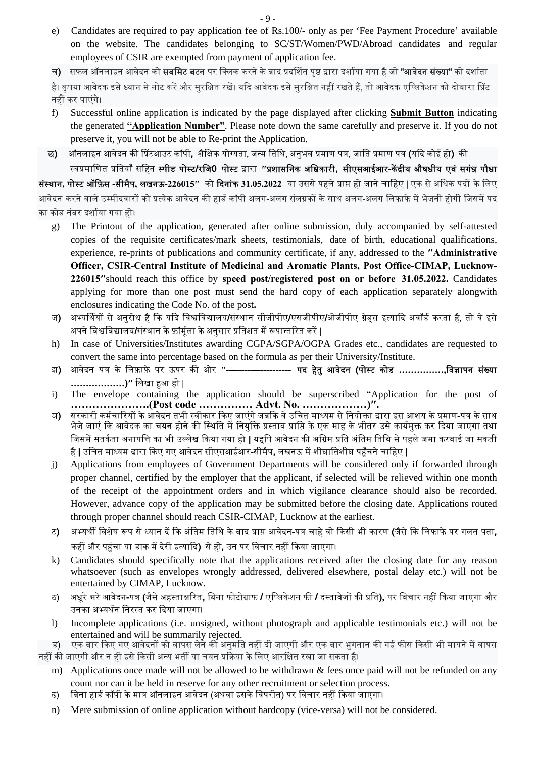e) Candidates are required to pay application fee of Rs.100/- only as per 'Fee Payment Procedure' available on the website. The candidates belonging to SC/ST/Women/PWD/Abroad candidates and regular employees of CSIR are exempted from payment of application fee.

च) सफल ऑनलाइन आवेदन को **<u>सबमिट बटन</u>** पर क्लिक करने के बाद प्रदर्शित पृष्ठ द्वारा दर्शाया गया है जो **<u>"आवेदन संख्या"</u>** को दर्शाता है। कृपया आवेदक इसे ध्यान से नोट करें और सुरक्षित रखें। यदि आवेदक इसे सुरक्षित नहीं रखते हैं, तो आवेदक एप्लिकेशन को दोबारा प्रिंट नहीं कर पाएंगे।

f) Successful online application is indicated by the page displayed after clicking **<u>Submit Button</u>** indicating the generated **<u>"Application Number"</u>**. Please note down the same carefully and preserve it. If you do not preserve it, you will not be able to Re-print the Application.

छ) ऑनलाइन आवेदन की प्रिंटआउट कॉपी, शैक्षिक योग्यता, जन्म तिथि, अनुभव प्रमाण पत्र, जाति प्रमाण पत्र (यदि कोई हो) की स्वप्रमाणित प्रतियाँ सहित **स्पीड पोस्ट/रजि0 पोस्ट** द्वारा **"प्रशासनिक अधिकारी, सीएसआईआर-केंद्रीय औषधीय एवं सगंध पौधा संस्थान, पोस्ट ऑफ़िस -सीमैप, लखनऊ-226015"** को **दिनांक 31.05.2022** या उससे पहले प्राप्त हो जाने चाहिए | एक से अधिक पदों के लिए आवेदन करने वाले उम्मीदवारों को प्रत्येक आवेदन की हार्ड कॉपी अलग-अलग संलग्नकों के साथ अलग-अलग लिफाफे में भेजनी होगी जिसमें पद का कोड नंबर दर्शाया गया हो।

g) The Printout of the application, generated after online submission, duly accompanied by self-attested copies of the requisite certificates/mark sheets, testimonials, date of birth, educational qualifications, experience, re-prints of publications and community certificate, if any, addressed to the **"Administrative Officer, CSIR-Central Institute of Medicinal and Aromatic Plants, Post Office-CIMAP, Lucknow-226015"**should reach this office by **speed post/registered post on or before 31.05.2022.** Candidates applying for more than one post must send the hard copy of each application separately alongwith enclosures indicating the Code No. of the post**.**

ज) अभ्यर्थियों से अनुरोध है कि यदि विश्वविद्यालय/संस्थान सीजीपीए/एसजीपीए/ओजीपीए ग्रेड्स इत्यादि अवॉर्ड करता है, तो वे इसे अपने विश्वविद्यालय/संस्थान के फ़ॉर्मूला के अनुसार प्रतिशत में रूपान्तरित करें |

h) In case of Universities/Institutes awarding CGPA/SGPA/OGPA Grades etc., candidates are requested to convert the same into percentage based on the formula as per their University/Institute.

झ) आवेदन पत्र के लिफ़ाफ़े पर ऊपर की ओर **"-------------------- पद हेतु आवेदन (पोस्ट कोड ……………,विज्ञापन संख्या ……………)"** लिखा हुआ हो |

i) The envelope containing the application should be superscribed "Application for the post of **………………….(Post code …………… Advt. No. ………………)".**

ञ) सरकारी कर्मचारियों के आवेदन तभी स्वीकार किए जाएंगे जबकि वे उचित माध्यम से नियोक्ता द्वारा इस आशय के प्रमाण-पत्र के साथ भेजे जाएं कि आवेदक का चयन होने की स्थिति में नियुक्ति प्रस्ताव प्राप्ति के एक माह के भीतर उसे कार्यमुक्त कर दिया जाएगा तथा जिसमें सतर्कता अनापत्ति का भी उल्लेख किया गया हो **|** यद्दपि आवेदन की अग्रिम प्रति अंतिम तिथि से पहले जमा करवाई जा सकती है **|** उचित माध्यम द्वारा किए गए आवेदन सीएसआईआर-सीमैप, लखनऊ में शीघ्रातिशीघ्र पहुँचने चाहिए **|**

j) Applications from employees of Government Departments will be considered only if forwarded through proper channel, certified by the employer that the applicant, if selected will be relieved within one month of the receipt of the appointment orders and in which vigilance clearance should also be recorded. However, advance copy of the application may be submitted before the closing date. Applications routed through proper channel should reach CSIR-CIMAP, Lucknow at the earliest.

ट) अभ्यर्थी विशेष रूप से ध्यान दें कि अंतिम तिथि के बाद प्राप्त आवेदन-पत्र चाहे वो किसी भी कारण (जैसे कि लिफाफे पर गलत पता, कहीं और पहुंचा या डाक में देरी इत्यादि) से हो, उन पर विचार नहीं किया जाएगा।

k) Candidates should specifically note that the applications received after the closing date for any reason whatsoever (such as envelopes wrongly addressed, delivered elsewhere, postal delay etc.) will not be entertained by CIMAP, Lucknow.

ठ) अधूरे भरे आवेदन-पत्र (जैसे अहस्ताक्षरित, बिना फोटोग्राफ / एप्लिकेशन फी / दस्तावेजों की प्रति), पर विचार नहीं किया जाएगा और उनका अभ्यर्थन निरस्त कर दिया जाएगा।

l) Incomplete applications (i.e. unsigned, without photograph and applicable testimonials etc.) will not be entertained and will be summarily rejected.

ड) एक बार किए गए आवेदनों को वापस लेने की अनुमति नहीं दी जाएगी और एक बार भुगतान की गई फीस किसी भी मायने में वापस नहीं की जाएगी और न ही इसे किसी अन्य भर्ती या चयन प्रक्रिया के लिए आरक्षित रखा जा सकता है।

m) Applications once made will not be allowed to be withdrawn & fees once paid will not be refunded on any count nor can it be held in reserve for any other recruitment or selection process.

ढ) बिना हार्ड कॉपी के मात्र ऑनलाइन आवेदन (अथवा इसके विपरीत) पर विचार नहीं किया जाएगा।

n) Mere submission of online application without hardcopy (vice-versa) will not be considered.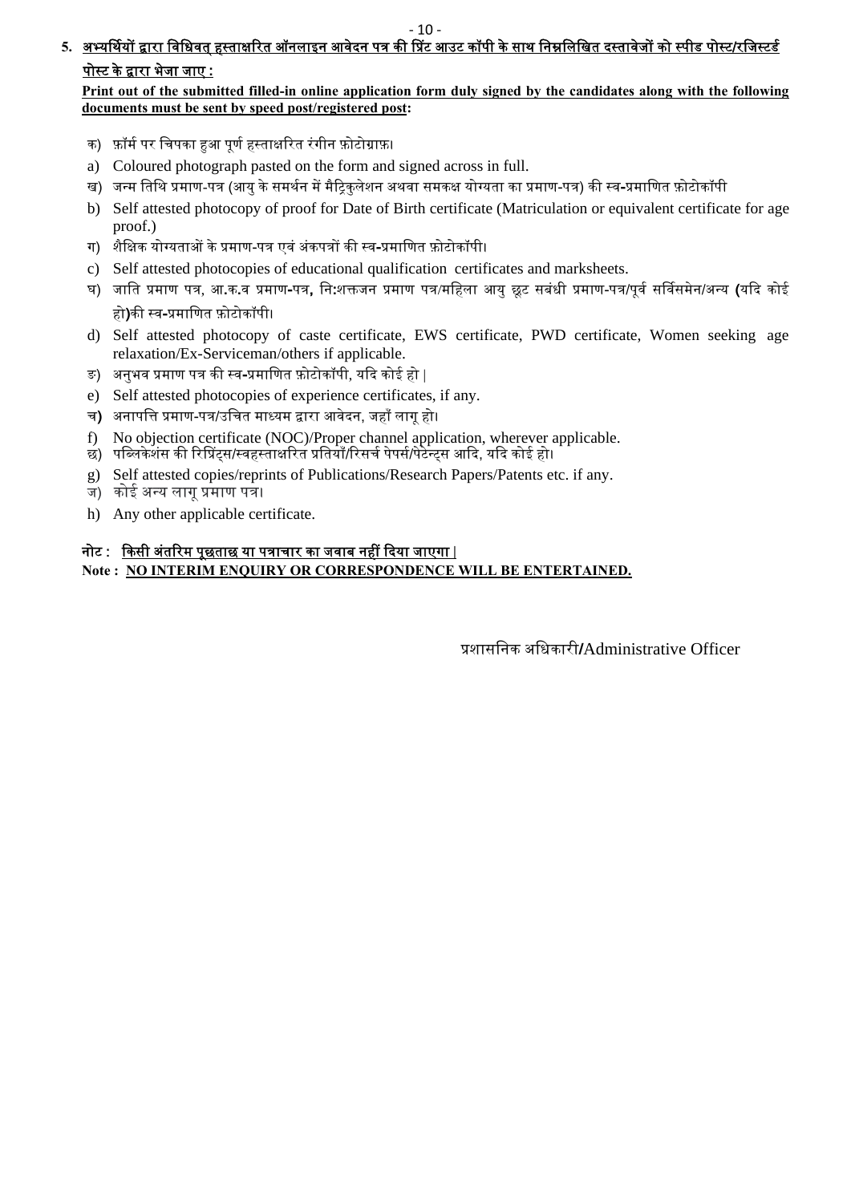**5. अभ्यर्थियों द्वारा विधिवत् हस्ताक्षरित ऑनलाइन आवेदन पत्र की प्रिंट आउट कॉपी के साथ निम्नलिखित दस्तावेजों को स्पीड पोस्ट/रजिस्टर्ड पोस्ट के द्वारा भेजा जाए :**

**Print out of the submitted filled-in online application form duly signed by the candidates along with the following documents must be sent by speed post/registered post:**

क) फ़ॉर्म पर चिपका हुआ पूर्ण हस्ताक्षरित रंगीन फ़ोटोग्राफ़।

a) Coloured photograph pasted on the form and signed across in full.

ख) जन्म तिथि प्रमाण-पत्र (आयु के समर्थन में मैट्रिकुलेशन अथवा समकक्ष योग्यता का प्रमाण-पत्र) की स्व-प्रमाणित फ़ोटोकॉपी

b) Self attested photocopy of proof for Date of Birth certificate (Matriculation or equivalent certificate for age proof.)

ग) शैक्षिक योग्यताओं के प्रमाण-पत्र एवं अंकपत्रों की स्व-प्रमाणित फ़ोटोकॉपी।

c) Self attested photocopies of educational qualification certificates and marksheets.

घ) जाति प्रमाण पत्र, आ.क.व प्रमाण-पत्र, नि:शक्तजन प्रमाण पत्र/महिला आयु छूट सबंधी प्रमाण-पत्र/पूर्व सर्विसमेन/अन्य (यदि कोई हो)की स्व-प्रमाणित फ़ोटोकॉपी।

d) Self attested photocopy of caste certificate, EWS certificate, PWD certificate, Women seeking age relaxation/Ex-Serviceman/others if applicable.

ङ) अनुभव प्रमाण पत्र की स्व-प्रमाणित फ़ोटोकॉपी, यदि कोई हो |

e) Self attested photocopies of experience certificates, if any.

च) अनापत्ति प्रमाण-पत्र/उचित माध्यम द्वारा आवेदन, जहाँ लागू हो।

f) No objection certificate (NOC)/Proper channel application, wherever applicable.

छ) पब्लिकेशंस की रिप्रिंट्स/स्वहस्ताक्षरित प्रतियाँ/रिसर्च पेपर्स/पेटेन्ट्स आदि, यदि कोई हो।

g) Self attested copies/reprints of Publications/Research Papers/Patents etc. if any.

ज) कोई अन्य लागू प्रमाण पत्र।

h) Any other applicable certificate.

**नोट : किसी अंतरिम पूछताछ या पत्राचार का जवाब नहीं दिया जाएगा |**

**Note : NO INTERIM ENQUIRY OR CORRESPONDENCE WILL BE ENTERTAINED.**

प्रशासनिक अधिकारी/Administrative Officer